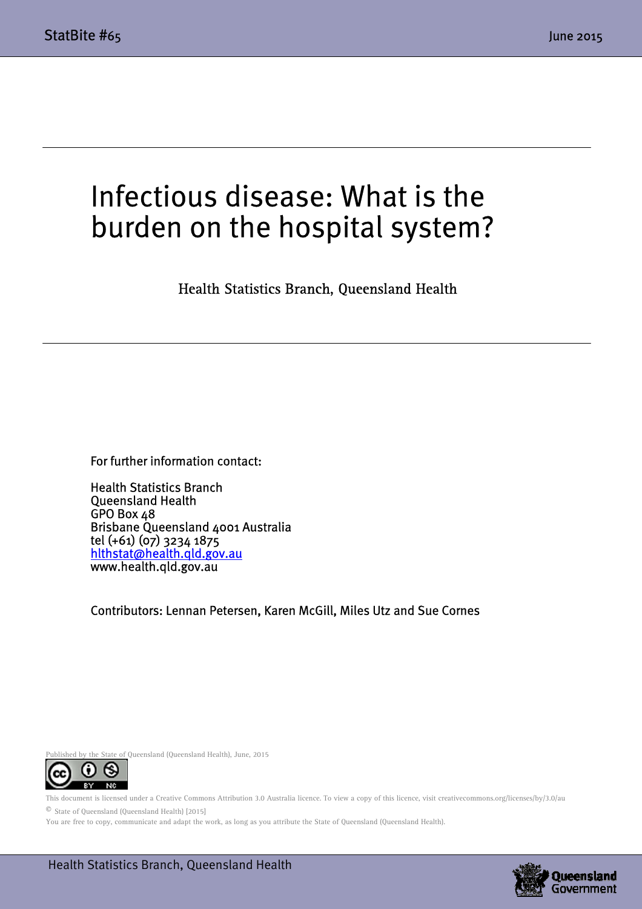# Infectious disease: What is the burden on the hospital system?

Health Statistics Branch, Queensland Health

For further information contact:

Health Statistics Branch
Queensland Health
GPO Box 48
Brisbane Queensland 4001 Australia
tel (+61) (07) 3234 1875
hlthstat@health.qld.gov.au
www.health.qld.gov.au

Contributors: Lennan Petersen, Karen McGill, Miles Utz and Sue Cornes

Published by the State of Queensland (Queensland Health), June, 2015

This document is licensed under a Creative Commons Attribution 3.0 Australia licence. To view a copy of this licence, visit creativecommons.org/licenses/by/3.0/au

© State of Queensland (Queensland Health) [2015]

You are free to copy, communicate and adapt the work, as long as you attribute the State of Queensland (Queensland Health).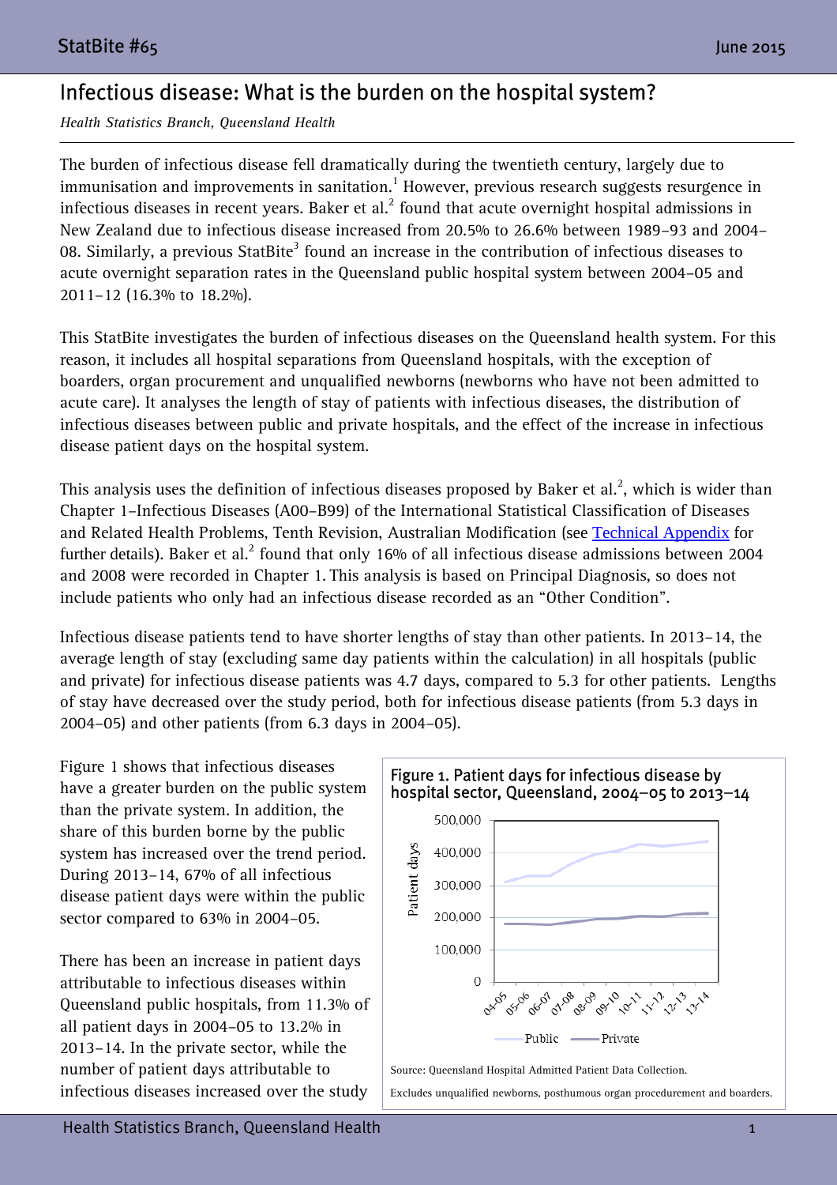# Infectious disease: What is the burden on the hospital system?

*Health Statistics Branch, Queensland Health*

The burden of infectious disease fell dramatically during the twentieth century, largely due to immunisation and improvements in sanitation.[1] However, previous research suggests resurgence in infectious diseases in recent years. Baker et al.[2] found that acute overnight hospital admissions in New Zealand due to infectious disease increased from 20.5% to 26.6% between 1989–93 and 2004–08. Similarly, a previous StatBite[3] found an increase in the contribution of infectious diseases to acute overnight separation rates in the Queensland public hospital system between 2004–05 and 2011–12 (16.3% to 18.2%).

This StatBite investigates the burden of infectious diseases on the Queensland health system. For this reason, it includes all hospital separations from Queensland hospitals, with the exception of boarders, organ procurement and unqualified newborns (newborns who have not been admitted to acute care). It analyses the length of stay of patients with infectious diseases, the distribution of infectious diseases between public and private hospitals, and the effect of the increase in infectious disease patient days on the hospital system.

This analysis uses the definition of infectious diseases proposed by Baker et al.[2], which is wider than Chapter 1–Infectious Diseases (A00–B99) of the International Statistical Classification of Diseases and Related Health Problems, Tenth Revision, Australian Modification (see Technical Appendix for further details). Baker et al.[2] found that only 16% of all infectious disease admissions between 2004 and 2008 were recorded in Chapter 1. This analysis is based on Principal Diagnosis, so does not include patients who only had an infectious disease recorded as an "Other Condition".

Infectious disease patients tend to have shorter lengths of stay than other patients. In 2013–14, the average length of stay (excluding same day patients within the calculation) in all hospitals (public and private) for infectious disease patients was 4.7 days, compared to 5.3 for other patients. Lengths of stay have decreased over the study period, both for infectious disease patients (from 5.3 days in 2004–05) and other patients (from 6.3 days in 2004–05).

Figure 1 shows that infectious diseases have a greater burden on the public system than the private system. In addition, the share of this burden borne by the public system has increased over the trend period. During 2013–14, 67% of all infectious disease patient days were within the public sector compared to 63% in 2004–05.

**Figure 1. Patient days for infectious disease by hospital sector, Queensland, 2004–05 to 2013–14**

Source: Queensland Hospital Admitted Patient Data Collection.

Excludes unqualified newborns, posthumous organ procedurement and boarders.

There has been an increase in patient days attributable to infectious diseases within Queensland public hospitals, from 11.3% of all patient days in 2004–05 to 13.2% in 2013–14. In the private sector, while the number of patient days attributable to infectious diseases increased over the study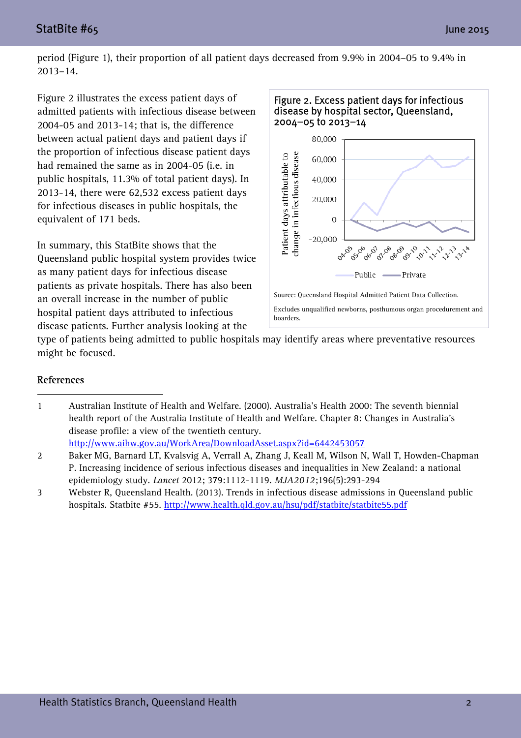period (Figure 1), their proportion of all patient days decreased from 9.9% in 2004–05 to 9.4% in 2013–14.

Figure 2 illustrates the excess patient days of admitted patients with infectious disease between 2004-05 and 2013-14; that is, the difference between actual patient days and patient days if the proportion of infectious disease patient days had remained the same as in 2004-05 (i.e. in public hospitals, 11.3% of total patient days). In 2013-14, there were 62,532 excess patient days for infectious diseases in public hospitals, the equivalent of 171 beds.

Figure 2. Excess patient days for infectious disease by hospital sector, Queensland, 2004–05 to 2013–14

Patient days attributable to change in infectious disease

80,000
60,000
40,000
20,000
0
-20,000

04-05 05-06 06-07 07-08 08-09 09-10 10-11 11-12 12-13 13-14

Public Private

Source: Queensland Hospital Admitted Patient Data Collection.

Excludes unqualified newborns, posthumous organ procurement and boarders.

In summary, this StatBite shows that the Queensland public hospital system provides twice as many patient days for infectious disease patients as private hospitals. There has also been an overall increase in the number of public hospital patient days attributed to infectious disease patients. Further analysis looking at the type of patients being admitted to public hospitals may identify areas where preventative resources might be focused.

## References

1. Australian Institute of Health and Welfare. (2000). Australia's Health 2000: The seventh biennial health report of the Australia Institute of Health and Welfare. Chapter 8: Changes in Australia's disease profile: a view of the twentieth century. http://www.aihw.gov.au/WorkArea/DownloadAsset.aspx?id=6442453057
2. Baker MG, Barnard LT, Kvalsvig A, Verrall A, Zhang J, Keall M, Wilson N, Wall T, Howden-Chapman P. Increasing incidence of serious infectious diseases and inequalities in New Zealand: a national epidemiology study. *Lancet* 2012; 379:1112-1119. *MJA2012*;196(5):293-294
3. Webster R, Queensland Health. (2013). Trends in infectious disease admissions in Queensland public hospitals. Statbite #55. http://www.health.qld.gov.au/hsu/pdf/statbite/statbite55.pdf